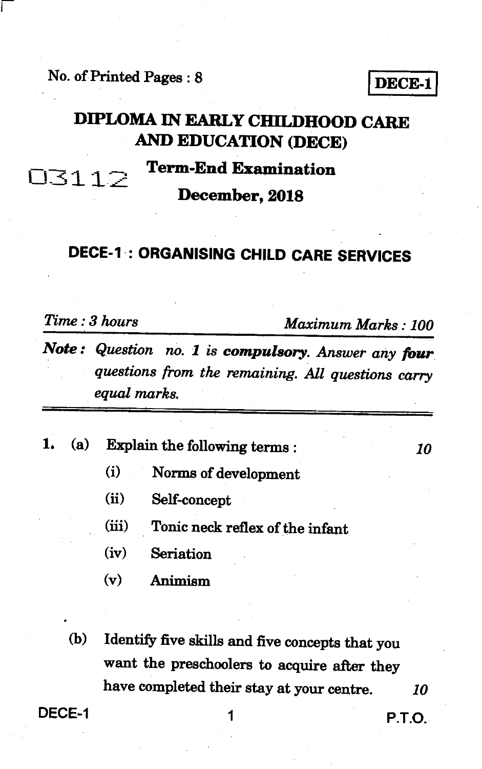No. of Printed Pages : 8

**DECE-1**

# DIPLOMA IN EARLY CHILDHOOD CARE AND EDUCATION (DECE)

03112

## Term-End Examination

## December, 2018

## DECE-1 : ORGANISING CHILD CARE SERVICES

*Time : 3 hours* *Maximum Marks : 100*

***Note :*** *Question no. 1 is **compulsory**. Answer any **four** questions from the remaining. All questions carry equal marks.*

---

1. (a) Explain the following terms : 10

   (i) Norms of development

   (ii) Self-concept

   (iii) Tonic neck reflex of the infant

   (iv) Seriation

   (v) Animism

   (b) Identify five skills and five concepts that you want the preschoolers to acquire after they have completed their stay at your centre. 10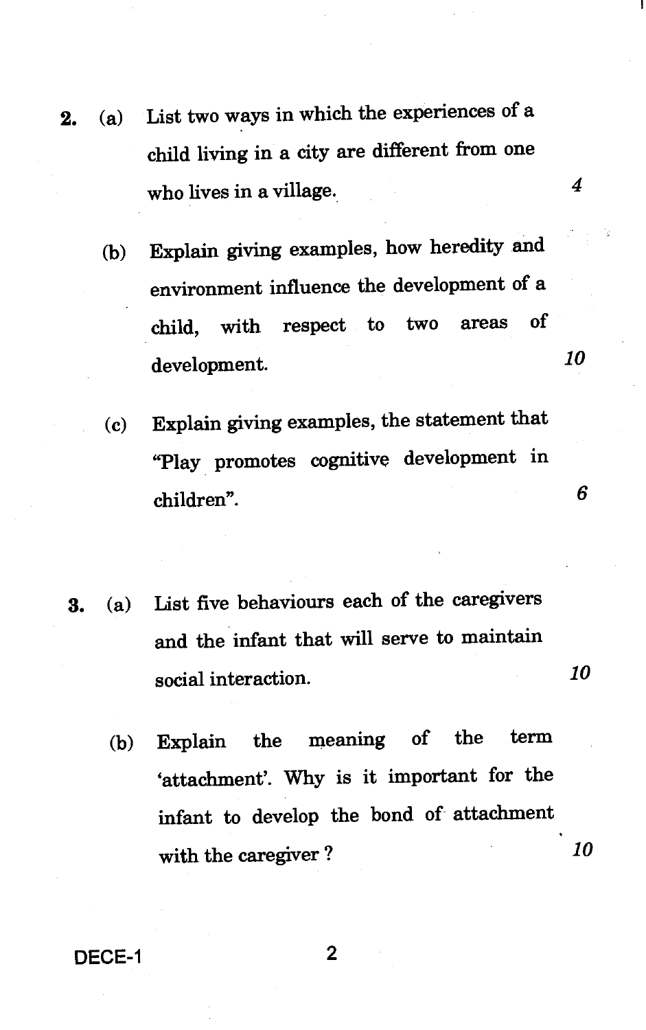2. (a) List two ways in which the experiences of a child living in a city are different from one who lives in a village. 4

   (b) Explain giving examples, how heredity and environment influence the development of a child, with respect to two areas of development. 10

   (c) Explain giving examples, the statement that "Play promotes cognitive development in children". 6

3. (a) List five behaviours each of the caregivers and the infant that will serve to maintain social interaction. 10

   (b) Explain the meaning of the term 'attachment'. Why is it important for the infant to develop the bond of attachment with the caregiver ? 10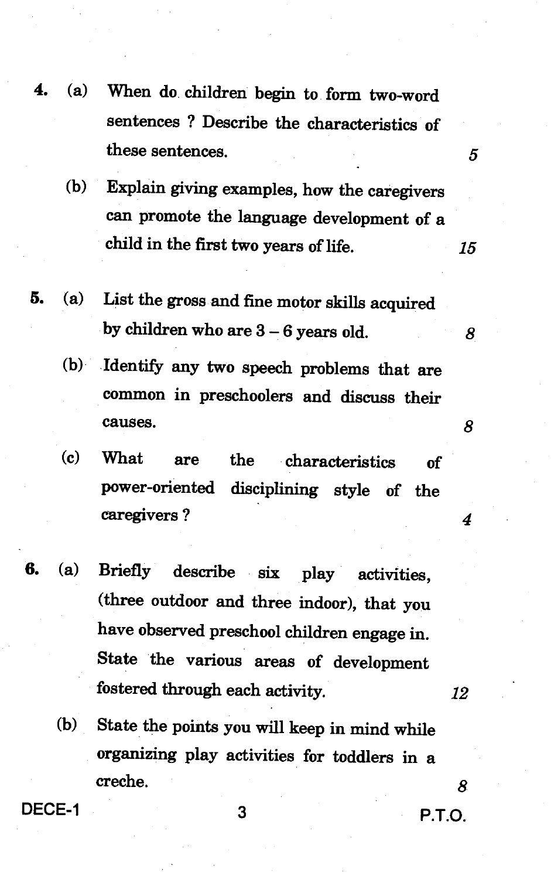4. (a) When do children begin to form two-word sentences ? Describe the characteristics of these sentences. 5

   (b) Explain giving examples, how the caregivers can promote the language development of a child in the first two years of life. 15

5. (a) List the gross and fine motor skills acquired by children who are 3 – 6 years old. 8

   (b) Identify any two speech problems that are common in preschoolers and discuss their causes. 8

   (c) What are the characteristics of power-oriented disciplining style of the caregivers ? 4

6. (a) Briefly describe six play activities, (three outdoor and three indoor), that you have observed preschool children engage in. State the various areas of development fostered through each activity. 12

   (b) State the points you will keep in mind while organizing play activities for toddlers in a creche. 8

DECE-1 P.T.O.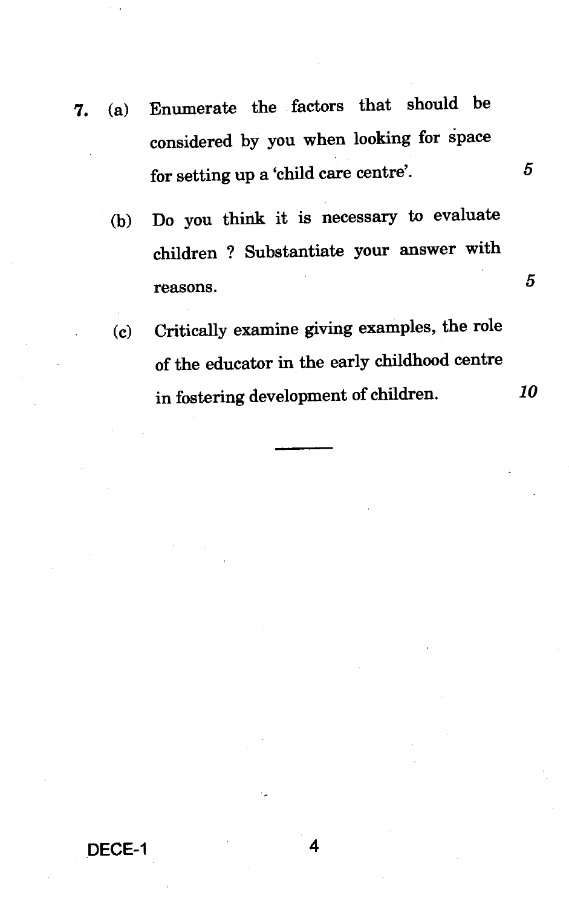7. (a) Enumerate the factors that should be considered by you when looking for space for setting up a 'child care centre'. 5

   (b) Do you think it is necessary to evaluate children ? Substantiate your answer with reasons. 5

   (c) Critically examine giving examples, the role of the educator in the early childhood centre in fostering development of children. 10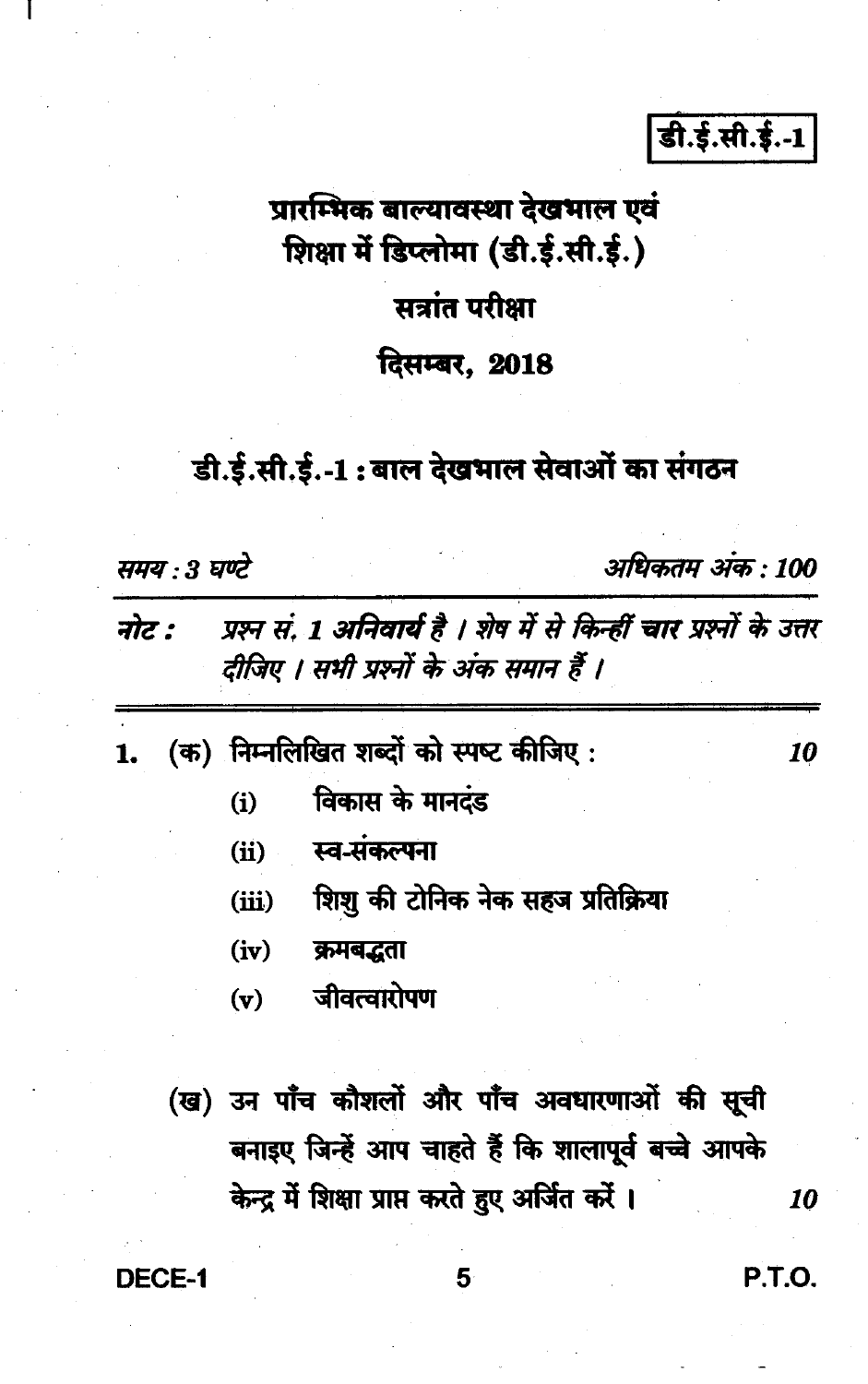डी.ई.सी.ई.-1

# प्रारम्भिक बाल्यावस्था देखभाल एवं शिक्षा में डिप्लोमा (डी.ई.सी.ई.)

## सत्रांत परीक्षा

## दिसम्बर, 2018

## डी.ई.सी.ई.-1 : बाल देखभाल सेवाओं का संगठन

*समय : 3 घण्टे* *अधिकतम अंक : 100*

*नोट : प्रश्न सं. 1 अनिवार्य है । शेष में से किन्हीं चार प्रश्नों के उत्तर दीजिए । सभी प्रश्नों के अंक समान हैं ।*

---

1. (क) निम्नलिखित शब्दों को स्पष्ट कीजिए : *10*

   (i) विकास के मानदंड

   (ii) स्व-संकल्पना

   (iii) शिशु की टोनिक नेक सहज प्रतिक्रिया

   (iv) क्रमबद्धता

   (v) जीवत्वारोपण

   (ख) उन पाँच कौशलों और पाँच अवधारणाओं की सूची बनाइए जिन्हें आप चाहते हैं कि शालापूर्व बच्चे आपके केन्द्र में शिक्षा प्राप्त करते हुए अर्जित करें । *10*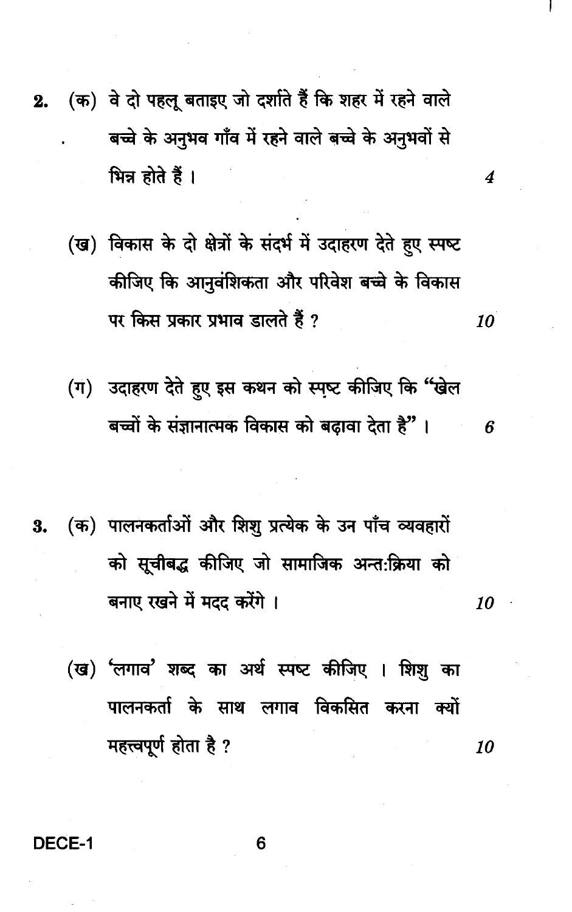2. (क) वे दो पहलू बताइए जो दर्शाते हैं कि शहर में रहने वाले बच्चे के अनुभव गाँव में रहने वाले बच्चे के अनुभवों से भिन्न होते हैं । 4

(ख) विकास के दो क्षेत्रों के संदर्भ में उदाहरण देते हुए स्पष्ट कीजिए कि आनुवंशिकता और परिवेश बच्चे के विकास पर किस प्रकार प्रभाव डालते हैं ? 10

(ग) उदाहरण देते हुए इस कथन को स्पष्ट कीजिए कि "खेल बच्चों के संज्ञानात्मक विकास को बढ़ावा देता है" । 6

3. (क) पालनकर्ताओं और शिशु प्रत्येक के उन पाँच व्यवहारों को सूचीबद्ध कीजिए जो सामाजिक अन्तःक्रिया को बनाए रखने में मदद करेंगे । 10

(ख) 'लगाव' शब्द का अर्थ स्पष्ट कीजिए । शिशु का पालनकर्ता के साथ लगाव विकसित करना क्यों महत्त्वपूर्ण होता है ? 10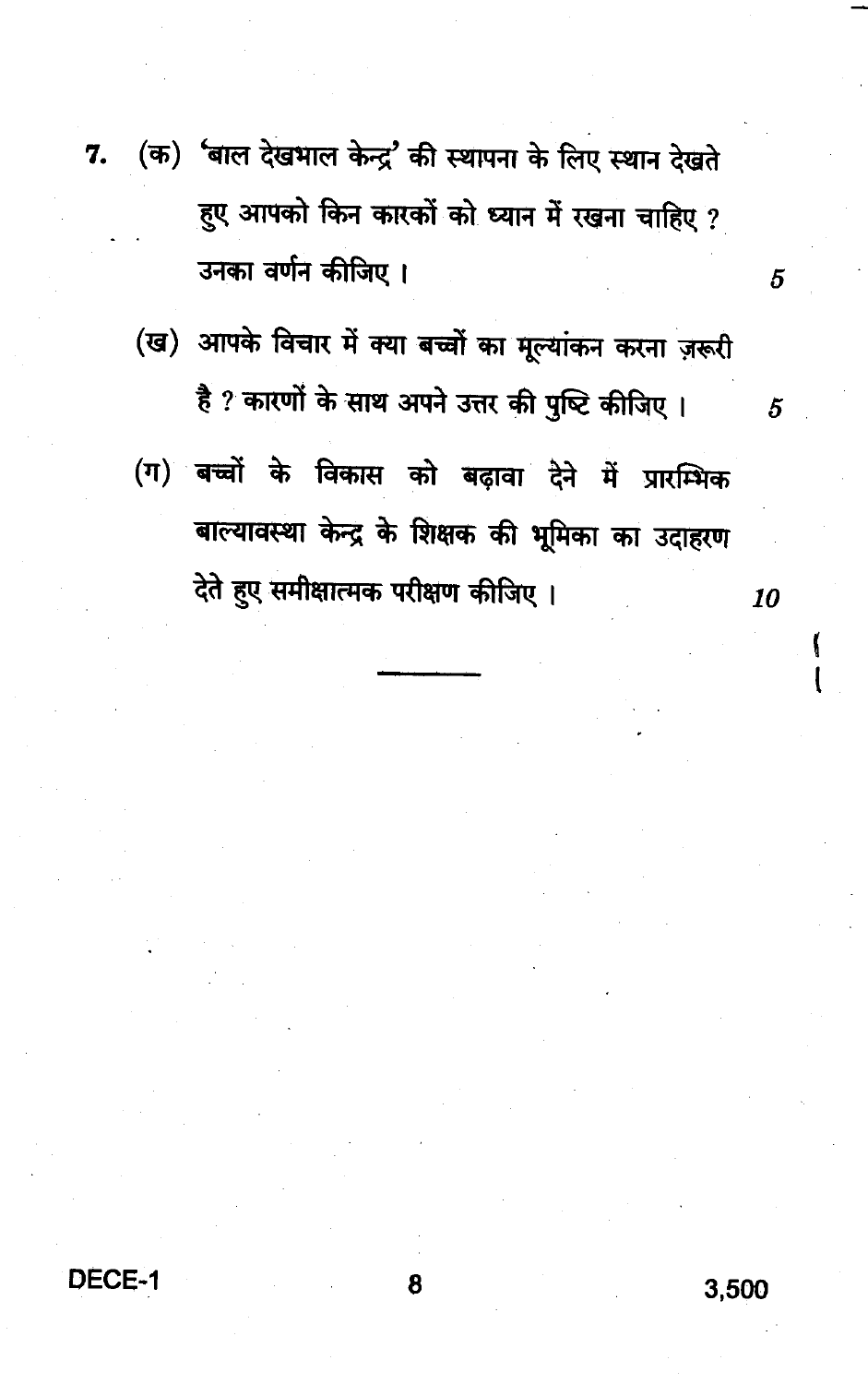7. (क) 'बाल देखभाल केन्द्र' की स्थापना के लिए स्थान देखते हुए आपको किन कारकों को ध्यान में रखना चाहिए ? उनका वर्णन कीजिए । 5

   (ख) आपके विचार में क्या बच्चों का मूल्यांकन करना ज़रूरी है ? कारणों के साथ अपने उत्तर की पुष्टि कीजिए । 5

   (ग) बच्चों के विकास को बढ़ावा देने में प्रारम्भिक बाल्यावस्था केन्द्र के शिक्षक की भूमिका का उदाहरण देते हुए समीक्षात्मक परीक्षण कीजिए । 10

---

DECE-1 3,500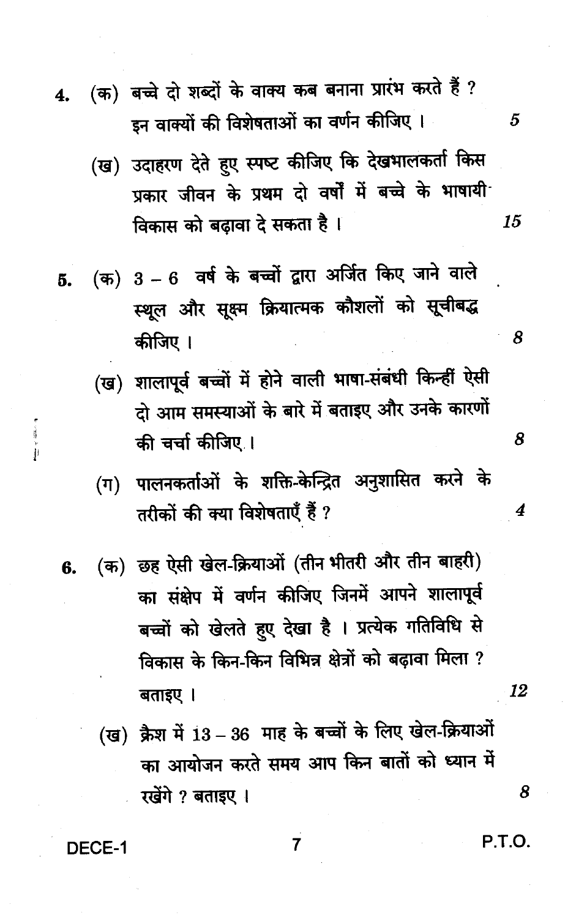4. (क) बच्चे दो शब्दों के वाक्य कब बनाना प्रारंभ करते हैं ? इन वाक्यों की विशेषताओं का वर्णन कीजिए । 5

   (ख) उदाहरण देते हुए स्पष्ट कीजिए कि देखभालकर्ता किस प्रकार जीवन के प्रथम दो वर्षों में बच्चे के भाषायी विकास को बढ़ावा दे सकता है । 15

5. (क) 3 – 6 वर्ष के बच्चों द्वारा अर्जित किए जाने वाले स्थूल और सूक्ष्म क्रियात्मक कौशलों को सूचीबद्ध कीजिए । 8

   (ख) शालापूर्व बच्चों में होने वाली भाषा-संबंधी किन्हीं ऐसी दो आम समस्याओं के बारे में बताइए और उनके कारणों की चर्चा कीजिए । 8

   (ग) पालनकर्ताओं के शक्ति-केन्द्रित अनुशासित करने के तरीकों की क्या विशेषताएँ हैं ? 4

6. (क) छह ऐसी खेल-क्रियाओं (तीन भीतरी और तीन बाहरी) का संक्षेप में वर्णन कीजिए जिनमें आपने शालापूर्व बच्चों को खेलते हुए देखा है । प्रत्येक गतिविधि से विकास के किन-किन विभिन्न क्षेत्रों को बढ़ावा मिला ? बताइए । 12

   (ख) क्रैश में 13 – 36 माह के बच्चों के लिए खेल-क्रियाओं का आयोजन करते समय आप किन बातों को ध्यान में रखेंगे ? बताइए । 8